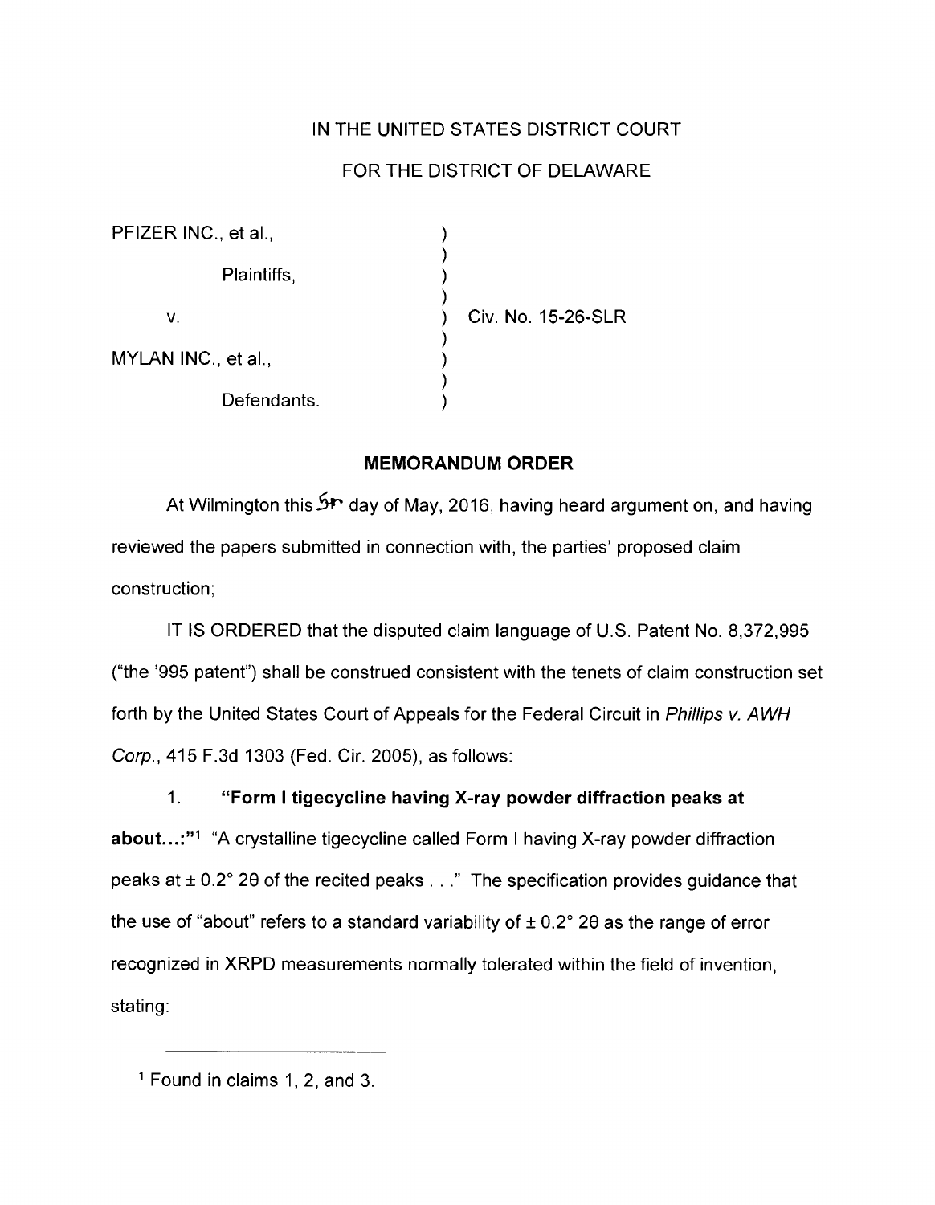IN THE UNITED STATES DISTRICT COURT

FOR THE DISTRICT OF DELAWARE

| | | |
|---|---|---|
| PFIZER INC., et al., | ) | |
| Plaintiffs, | ) | |
| v. | ) | Civ. No. 15-26-SLR |
| MYLAN INC., et al., | ) | |
| Defendants. | ) | |

**MEMORANDUM ORDER**

At Wilmington this 5th day of May, 2016, having heard argument on, and having reviewed the papers submitted in connection with, the parties' proposed claim construction;

IT IS ORDERED that the disputed claim language of U.S. Patent No. 8,372,995 ("the '995 patent") shall be construed consistent with the tenets of claim construction set forth by the United States Court of Appeals for the Federal Circuit in *Phillips v. AWH Corp.*, 415 F.3d 1303 (Fed. Cir. 2005), as follows:

1. **"Form I tigecycline having X-ray powder diffraction peaks at about...:"**[1] "A crystalline tigecycline called Form I having X-ray powder diffraction peaks at ± 0.2° 2θ of the recited peaks . . ." The specification provides guidance that the use of "about" refers to a standard variability of ± 0.2° 2θ as the range of error recognized in XRPD measurements normally tolerated within the field of invention, stating:

[1] Found in claims 1, 2, and 3.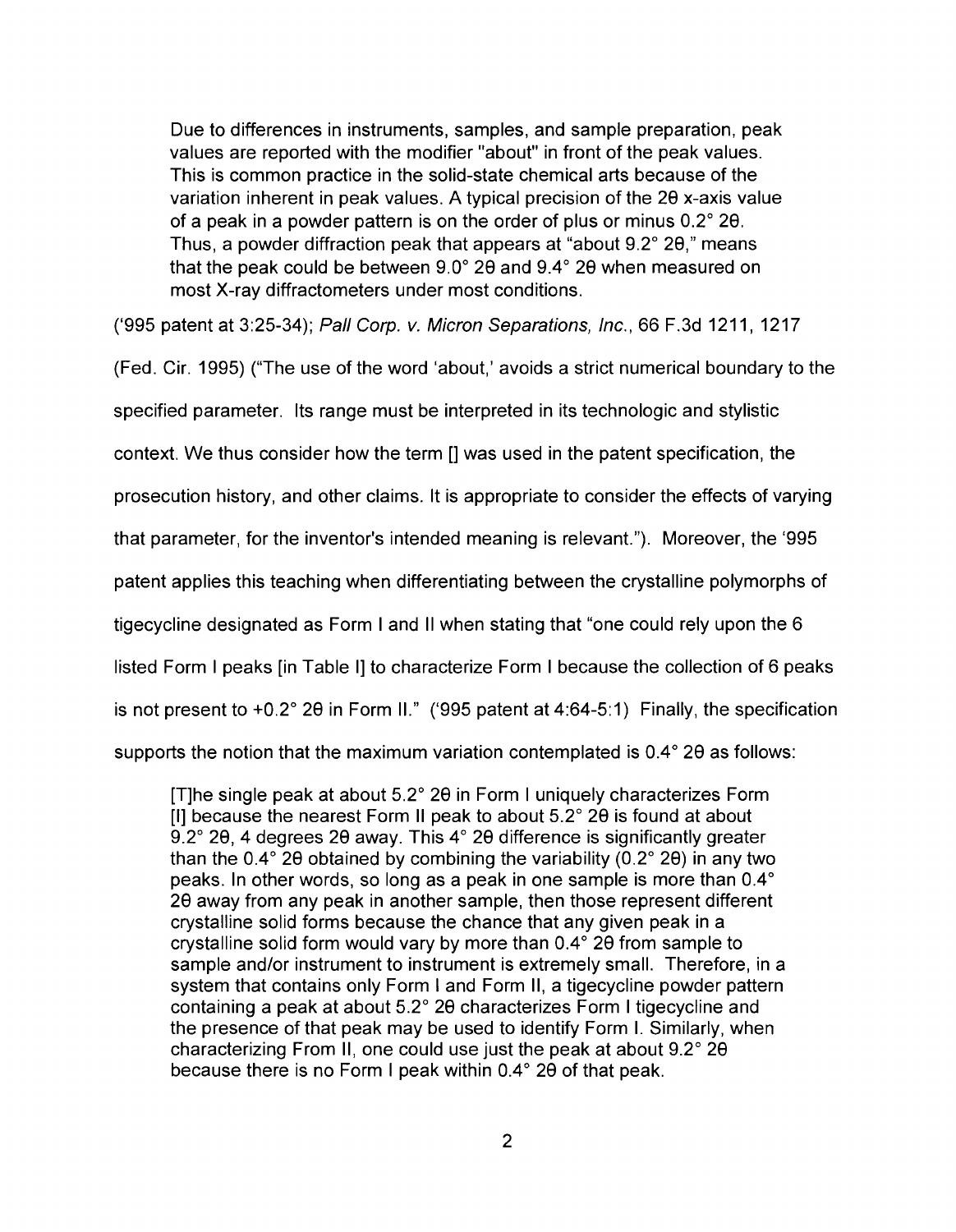> Due to differences in instruments, samples, and sample preparation, peak values are reported with the modifier "about" in front of the peak values. This is common practice in the solid-state chemical arts because of the variation inherent in peak values. A typical precision of the 2θ x-axis value of a peak in a powder pattern is on the order of plus or minus 0.2° 2θ. Thus, a powder diffraction peak that appears at "about 9.2° 2θ," means that the peak could be between 9.0° 2θ and 9.4° 2θ when measured on most X-ray diffractometers under most conditions.

('995 patent at 3:25-34); *Pall Corp. v. Micron Separations, Inc.*, 66 F.3d 1211, 1217 (Fed. Cir. 1995) ("The use of the word 'about,' avoids a strict numerical boundary to the specified parameter. Its range must be interpreted in its technologic and stylistic context. We thus consider how the term [] was used in the patent specification, the prosecution history, and other claims. It is appropriate to consider the effects of varying that parameter, for the inventor's intended meaning is relevant."). Moreover, the '995 patent applies this teaching when differentiating between the crystalline polymorphs of tigecycline designated as Form I and II when stating that "one could rely upon the 6 listed Form I peaks [in Table I] to characterize Form I because the collection of 6 peaks is not present to +0.2° 2θ in Form II." ('995 patent at 4:64-5:1) Finally, the specification supports the notion that the maximum variation contemplated is 0.4° 2θ as follows:

> [T]he single peak at about 5.2° 2θ in Form I uniquely characterizes Form [I] because the nearest Form II peak to about 5.2° 2θ is found at about 9.2° 2θ, 4 degrees 2θ away. This 4° 2θ difference is significantly greater than the 0.4° 2θ obtained by combining the variability (0.2° 2θ) in any two peaks. In other words, so long as a peak in one sample is more than 0.4° 2θ away from any peak in another sample, then those represent different crystalline solid forms because the chance that any given peak in a crystalline solid form would vary by more than 0.4° 2θ from sample to sample and/or instrument to instrument is extremely small. Therefore, in a system that contains only Form I and Form II, a tigecycline powder pattern containing a peak at about 5.2° 2θ characterizes Form I tigecycline and the presence of that peak may be used to identify Form I. Similarly, when characterizing From II, one could use just the peak at about 9.2° 2θ because there is no Form I peak within 0.4° 2θ of that peak.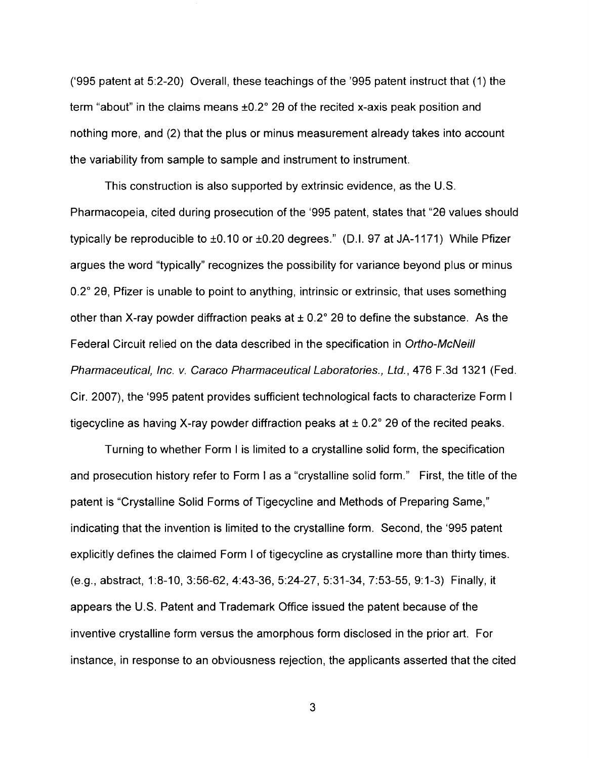('995 patent at 5:2-20) Overall, these teachings of the '995 patent instruct that (1) the term "about" in the claims means $\pm 0.2° \, 2\theta$ of the recited x-axis peak position and nothing more, and (2) that the plus or minus measurement already takes into account the variability from sample to sample and instrument to instrument.

This construction is also supported by extrinsic evidence, as the U.S. Pharmacopeia, cited during prosecution of the '995 patent, states that "$2\theta$ values should typically be reproducible to $\pm 0.10$ or $\pm 0.20$ degrees." (D.I. 97 at JA-1171) While Pfizer argues the word "typically" recognizes the possibility for variance beyond plus or minus $0.2° \, 2\theta$, Pfizer is unable to point to anything, intrinsic or extrinsic, that uses something other than X-ray powder diffraction peaks at $\pm 0.2° \, 2\theta$ to define the substance. As the Federal Circuit relied on the data described in the specification in *Ortho-McNeill Pharmaceutical, Inc. v. Caraco Pharmaceutical Laboratories., Ltd.*, 476 F.3d 1321 (Fed. Cir. 2007), the '995 patent provides sufficient technological facts to characterize Form I tigecycline as having X-ray powder diffraction peaks at $\pm 0.2° \, 2\theta$ of the recited peaks.

Turning to whether Form I is limited to a crystalline solid form, the specification and prosecution history refer to Form I as a "crystalline solid form." First, the title of the patent is "Crystalline Solid Forms of Tigecycline and Methods of Preparing Same," indicating that the invention is limited to the crystalline form. Second, the '995 patent explicitly defines the claimed Form I of tigecycline as crystalline more than thirty times. (e.g., abstract, 1:8-10, 3:56-62, 4:43-36, 5:24-27, 5:31-34, 7:53-55, 9:1-3) Finally, it appears the U.S. Patent and Trademark Office issued the patent because of the inventive crystalline form versus the amorphous form disclosed in the prior art. For instance, in response to an obviousness rejection, the applicants asserted that the cited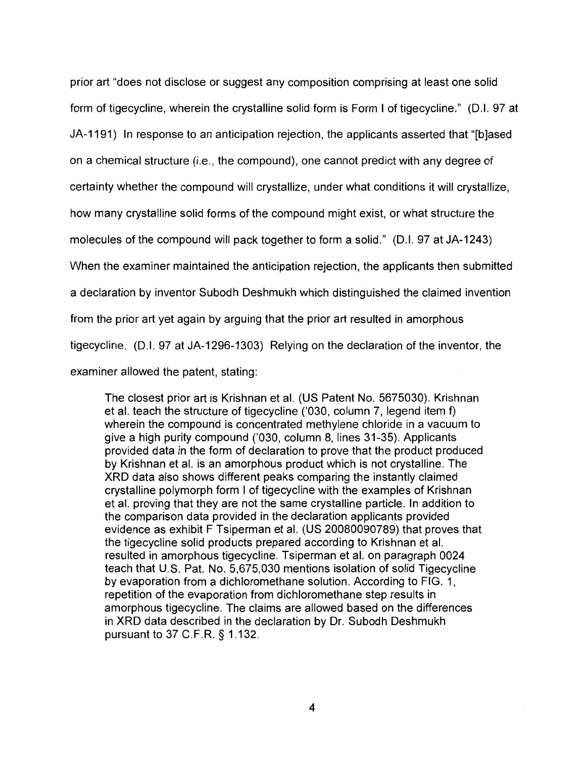prior art "does not disclose or suggest any composition comprising at least one solid form of tigecycline, wherein the crystalline solid form is Form I of tigecycline." (D.I. 97 at JA-1191) In response to an anticipation rejection, the applicants asserted that "[b]ased on a chemical structure (i.e., the compound), one cannot predict with any degree of certainty whether the compound will crystallize, under what conditions it will crystallize, how many crystalline solid forms of the compound might exist, or what structure the molecules of the compound will pack together to form a solid." (D.I. 97 at JA-1243) When the examiner maintained the anticipation rejection, the applicants then submitted a declaration by inventor Subodh Deshmukh which distinguished the claimed invention from the prior art yet again by arguing that the prior art resulted in amorphous tigecycline. (D.I. 97 at JA-1296-1303) Relying on the declaration of the inventor, the examiner allowed the patent, stating:

> The closest prior art is Krishnan et al. (US Patent No. 5675030). Krishnan et al. teach the structure of tigecycline ('030, column 7, legend item f) wherein the compound is concentrated methylene chloride in a vacuum to give a high purity compound ('030, column 8, lines 31-35). Applicants provided data in the form of declaration to prove that the product produced by Krishnan et al. is an amorphous product which is not crystalline. The XRD data also shows different peaks comparing the instantly claimed crystalline polymorph form I of tigecycline with the examples of Krishnan et al. proving that they are not the same crystalline particle. In addition to the comparison data provided in the declaration applicants provided evidence as exhibit F Tsiperman et al. (US 20080090789) that proves that the tigecycline solid products prepared according to Krishnan et al. resulted in amorphous tigecycline. Tsiperman et al. on paragraph 0024 teach that U.S. Pat. No. 5,675,030 mentions isolation of solid Tigecycline by evaporation from a dichloromethane solution. According to FIG. 1, repetition of the evaporation from dichloromethane step results in amorphous tigecycline. The claims are allowed based on the differences in XRD data described in the declaration by Dr. Subodh Deshmukh pursuant to 37 C.F.R. § 1.132.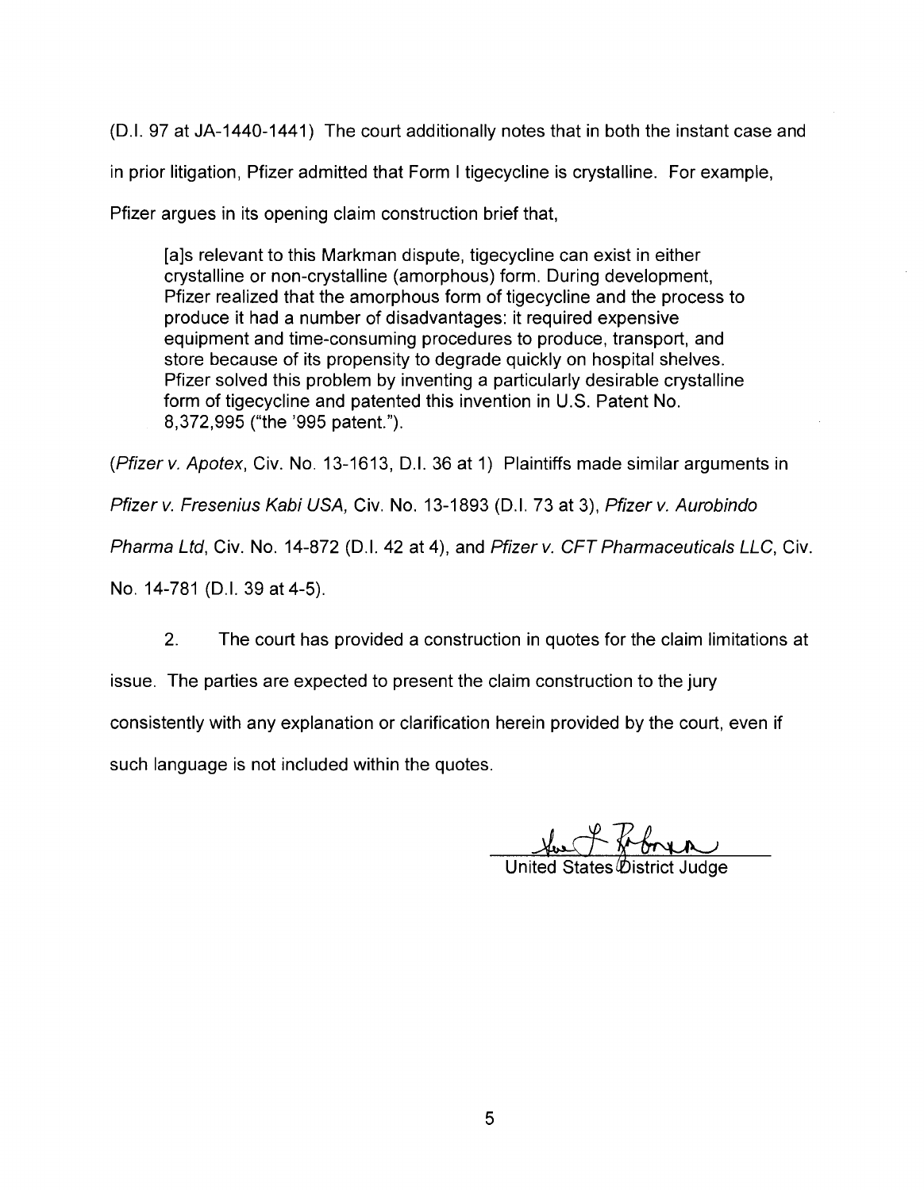(D.I. 97 at JA-1440-1441) The court additionally notes that in both the instant case and in prior litigation, Pfizer admitted that Form I tigecycline is crystalline. For example, Pfizer argues in its opening claim construction brief that,

> [a]s relevant to this Markman dispute, tigecycline can exist in either crystalline or non-crystalline (amorphous) form. During development, Pfizer realized that the amorphous form of tigecycline and the process to produce it had a number of disadvantages: it required expensive equipment and time-consuming procedures to produce, transport, and store because of its propensity to degrade quickly on hospital shelves. Pfizer solved this problem by inventing a particularly desirable crystalline form of tigecycline and patented this invention in U.S. Patent No. 8,372,995 ("the '995 patent.").

(*Pfizer v. Apotex*, Civ. No. 13-1613, D.I. 36 at 1) Plaintiffs made similar arguments in *Pfizer v. Fresenius Kabi USA*, Civ. No. 13-1893 (D.I. 73 at 3), *Pfizer v. Aurobindo Pharma Ltd*, Civ. No. 14-872 (D.I. 42 at 4), and *Pfizer v. CFT Pharmaceuticals LLC*, Civ. No. 14-781 (D.I. 39 at 4-5).

2. The court has provided a construction in quotes for the claim limitations at issue. The parties are expected to present the claim construction to the jury consistently with any explanation or clarification herein provided by the court, even if such language is not included within the quotes.

United States District Judge